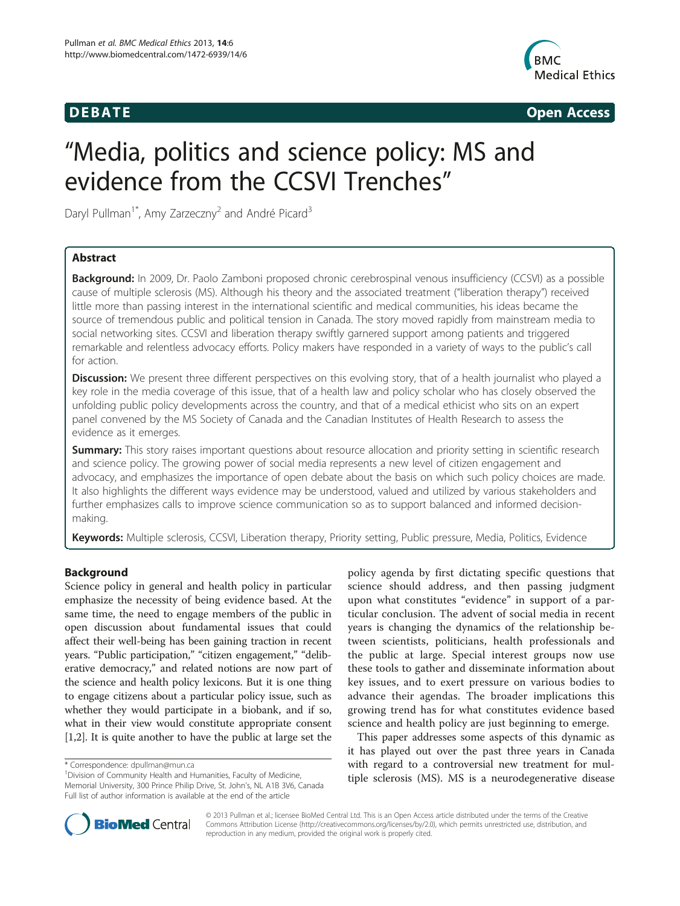**DEBATE** **Open Access**

# "Media, politics and science policy: MS and evidence from the CCSVI Trenches"

Daryl Pullman[1*], Amy Zarzeczny[2] and André Picard[3]

## Abstract

**Background:** In 2009, Dr. Paolo Zamboni proposed chronic cerebrospinal venous insufficiency (CCSVI) as a possible cause of multiple sclerosis (MS). Although his theory and the associated treatment ("liberation therapy") received little more than passing interest in the international scientific and medical communities, his ideas became the source of tremendous public and political tension in Canada. The story moved rapidly from mainstream media to social networking sites. CCSVI and liberation therapy swiftly garnered support among patients and triggered remarkable and relentless advocacy efforts. Policy makers have responded in a variety of ways to the public's call for action.

**Discussion:** We present three different perspectives on this evolving story, that of a health journalist who played a key role in the media coverage of this issue, that of a health law and policy scholar who has closely observed the unfolding public policy developments across the country, and that of a medical ethicist who sits on an expert panel convened by the MS Society of Canada and the Canadian Institutes of Health Research to assess the evidence as it emerges.

**Summary:** This story raises important questions about resource allocation and priority setting in scientific research and science policy. The growing power of social media represents a new level of citizen engagement and advocacy, and emphasizes the importance of open debate about the basis on which such policy choices are made. It also highlights the different ways evidence may be understood, valued and utilized by various stakeholders and further emphasizes calls to improve science communication so as to support balanced and informed decision-making.

**Keywords:** Multiple sclerosis, CCSVI, Liberation therapy, Priority setting, Public pressure, Media, Politics, Evidence

## Background

Science policy in general and health policy in particular emphasize the necessity of being evidence based. At the same time, the need to engage members of the public in open discussion about fundamental issues that could affect their well-being has been gaining traction in recent years. "Public participation," "citizen engagement," "deliberative democracy," and related notions are now part of the science and health policy lexicons. But it is one thing to engage citizens about a particular policy issue, such as whether they would participate in a biobank, and if so, what in their view would constitute appropriate consent [1,2]. It is quite another to have the public at large set the policy agenda by first dictating specific questions that science should address, and then passing judgment upon what constitutes "evidence" in support of a particular conclusion. The advent of social media in recent years is changing the dynamics of the relationship between scientists, politicians, health professionals and the public at large. Special interest groups now use these tools to gather and disseminate information about key issues, and to exert pressure on various bodies to advance their agendas. The broader implications this growing trend has for what constitutes evidence based science and health policy are just beginning to emerge.

This paper addresses some aspects of this dynamic as it has played out over the past three years in Canada with regard to a controversial new treatment for multiple sclerosis (MS). MS is a neurodegenerative disease

\* Correspondence: dpullman@mun.ca
[1]Division of Community Health and Humanities, Faculty of Medicine, Memorial University, 300 Prince Philip Drive, St. John's, NL A1B 3V6, Canada
Full list of author information is available at the end of the article

© 2013 Pullman et al.; licensee BioMed Central Ltd. This is an Open Access article distributed under the terms of the Creative Commons Attribution License (http://creativecommons.org/licenses/by/2.0), which permits unrestricted use, distribution, and reproduction in any medium, provided the original work is properly cited.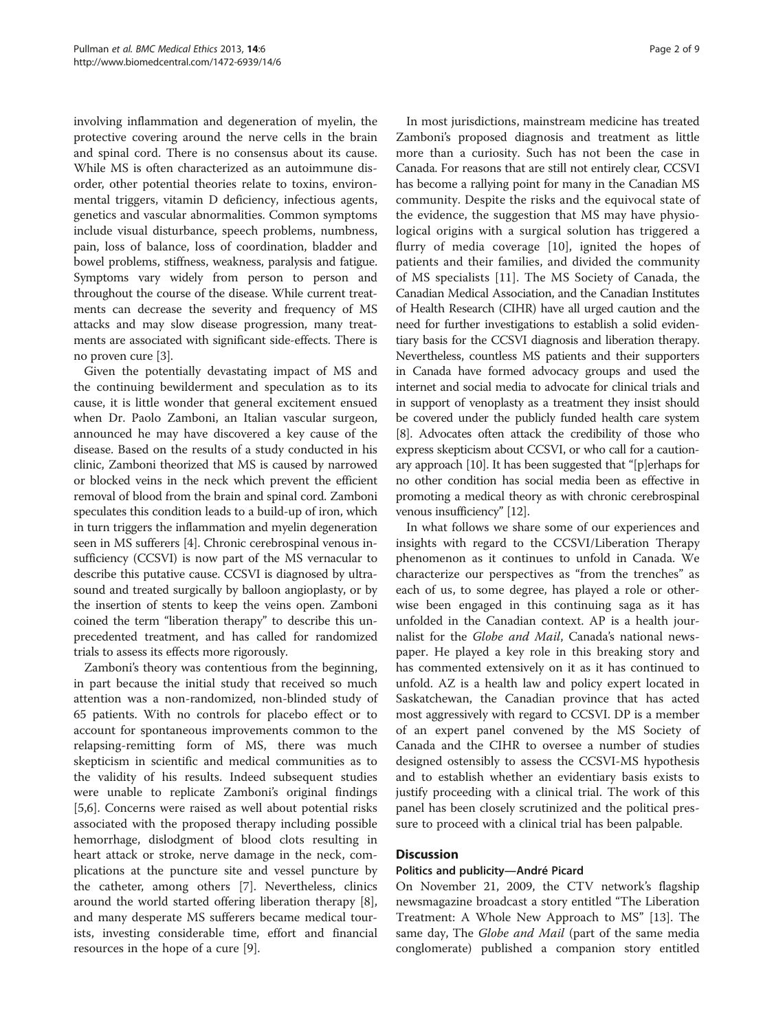involving inflammation and degeneration of myelin, the protective covering around the nerve cells in the brain and spinal cord. There is no consensus about its cause. While MS is often characterized as an autoimmune disorder, other potential theories relate to toxins, environmental triggers, vitamin D deficiency, infectious agents, genetics and vascular abnormalities. Common symptoms include visual disturbance, speech problems, numbness, pain, loss of balance, loss of coordination, bladder and bowel problems, stiffness, weakness, paralysis and fatigue. Symptoms vary widely from person to person and throughout the course of the disease. While current treatments can decrease the severity and frequency of MS attacks and may slow disease progression, many treatments are associated with significant side-effects. There is no proven cure [3].

Given the potentially devastating impact of MS and the continuing bewilderment and speculation as to its cause, it is little wonder that general excitement ensued when Dr. Paolo Zamboni, an Italian vascular surgeon, announced he may have discovered a key cause of the disease. Based on the results of a study conducted in his clinic, Zamboni theorized that MS is caused by narrowed or blocked veins in the neck which prevent the efficient removal of blood from the brain and spinal cord. Zamboni speculates this condition leads to a build-up of iron, which in turn triggers the inflammation and myelin degeneration seen in MS sufferers [4]. Chronic cerebrospinal venous insufficiency (CCSVI) is now part of the MS vernacular to describe this putative cause. CCSVI is diagnosed by ultrasound and treated surgically by balloon angioplasty, or by the insertion of stents to keep the veins open. Zamboni coined the term "liberation therapy" to describe this unprecedented treatment, and has called for randomized trials to assess its effects more rigorously.

Zamboni's theory was contentious from the beginning, in part because the initial study that received so much attention was a non-randomized, non-blinded study of 65 patients. With no controls for placebo effect or to account for spontaneous improvements common to the relapsing-remitting form of MS, there was much skepticism in scientific and medical communities as to the validity of his results. Indeed subsequent studies were unable to replicate Zamboni's original findings [5,6]. Concerns were raised as well about potential risks associated with the proposed therapy including possible hemorrhage, dislodgment of blood clots resulting in heart attack or stroke, nerve damage in the neck, complications at the puncture site and vessel puncture by the catheter, among others [7]. Nevertheless, clinics around the world started offering liberation therapy [8], and many desperate MS sufferers became medical tourists, investing considerable time, effort and financial resources in the hope of a cure [9].

In most jurisdictions, mainstream medicine has treated Zamboni's proposed diagnosis and treatment as little more than a curiosity. Such has not been the case in Canada. For reasons that are still not entirely clear, CCSVI has become a rallying point for many in the Canadian MS community. Despite the risks and the equivocal state of the evidence, the suggestion that MS may have physiological origins with a surgical solution has triggered a flurry of media coverage [10], ignited the hopes of patients and their families, and divided the community of MS specialists [11]. The MS Society of Canada, the Canadian Medical Association, and the Canadian Institutes of Health Research (CIHR) have all urged caution and the need for further investigations to establish a solid evidentiary basis for the CCSVI diagnosis and liberation therapy. Nevertheless, countless MS patients and their supporters in Canada have formed advocacy groups and used the internet and social media to advocate for clinical trials and in support of venoplasty as a treatment they insist should be covered under the publicly funded health care system [8]. Advocates often attack the credibility of those who express skepticism about CCSVI, or who call for a cautionary approach [10]. It has been suggested that "[p]erhaps for no other condition has social media been as effective in promoting a medical theory as with chronic cerebrospinal venous insufficiency" [12].

In what follows we share some of our experiences and insights with regard to the CCSVI/Liberation Therapy phenomenon as it continues to unfold in Canada. We characterize our perspectives as "from the trenches" as each of us, to some degree, has played a role or otherwise been engaged in this continuing saga as it has unfolded in the Canadian context. AP is a health journalist for the *Globe and Mail*, Canada's national newspaper. He played a key role in this breaking story and has commented extensively on it as it has continued to unfold. AZ is a health law and policy expert located in Saskatchewan, the Canadian province that has acted most aggressively with regard to CCSVI. DP is a member of an expert panel convened by the MS Society of Canada and the CIHR to oversee a number of studies designed ostensibly to assess the CCSVI-MS hypothesis and to establish whether an evidentiary basis exists to justify proceeding with a clinical trial. The work of this panel has been closely scrutinized and the political pressure to proceed with a clinical trial has been palpable.

## Discussion

### Politics and publicity—André Picard

On November 21, 2009, the CTV network's flagship newsmagazine broadcast a story entitled "The Liberation Treatment: A Whole New Approach to MS" [13]. The same day, The *Globe and Mail* (part of the same media conglomerate) published a companion story entitled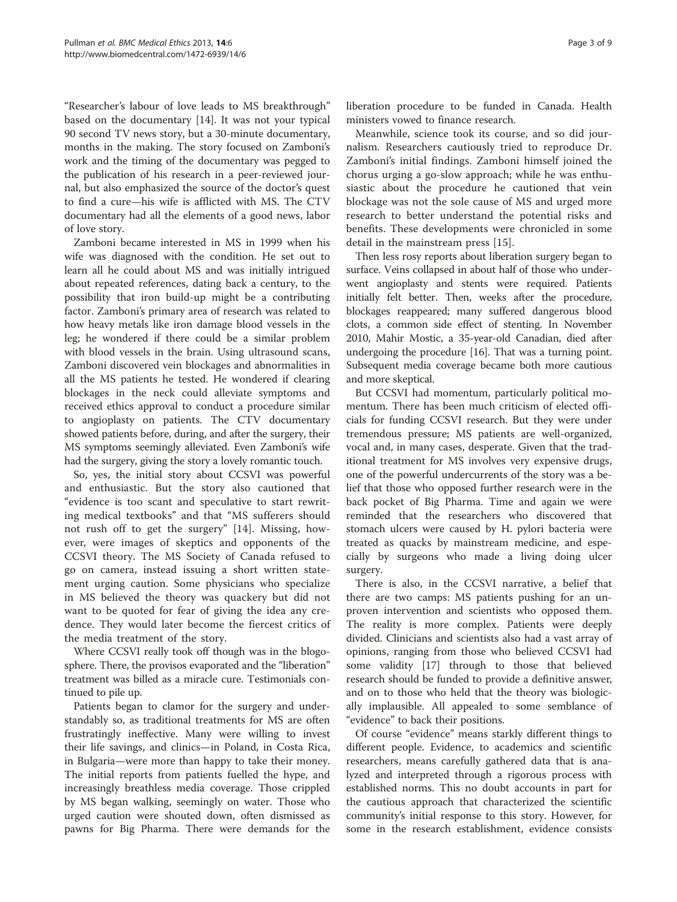"Researcher's labour of love leads to MS breakthrough" based on the documentary [14]. It was not your typical 90 second TV news story, but a 30-minute documentary, months in the making. The story focused on Zamboni's work and the timing of the documentary was pegged to the publication of his research in a peer-reviewed journal, but also emphasized the source of the doctor's quest to find a cure—his wife is afflicted with MS. The CTV documentary had all the elements of a good news, labor of love story.

Zamboni became interested in MS in 1999 when his wife was diagnosed with the condition. He set out to learn all he could about MS and was initially intrigued about repeated references, dating back a century, to the possibility that iron build-up might be a contributing factor. Zamboni's primary area of research was related to how heavy metals like iron damage blood vessels in the leg; he wondered if there could be a similar problem with blood vessels in the brain. Using ultrasound scans, Zamboni discovered vein blockages and abnormalities in all the MS patients he tested. He wondered if clearing blockages in the neck could alleviate symptoms and received ethics approval to conduct a procedure similar to angioplasty on patients. The CTV documentary showed patients before, during, and after the surgery, their MS symptoms seemingly alleviated. Even Zamboni's wife had the surgery, giving the story a lovely romantic touch.

So, yes, the initial story about CCSVI was powerful and enthusiastic. But the story also cautioned that "evidence is too scant and speculative to start rewriting medical textbooks" and that "MS sufferers should not rush off to get the surgery" [14]. Missing, however, were images of skeptics and opponents of the CCSVI theory. The MS Society of Canada refused to go on camera, instead issuing a short written statement urging caution. Some physicians who specialize in MS believed the theory was quackery but did not want to be quoted for fear of giving the idea any credence. They would later become the fiercest critics of the media treatment of the story.

Where CCSVI really took off though was in the blogosphere. There, the provisos evaporated and the "liberation" treatment was billed as a miracle cure. Testimonials continued to pile up.

Patients began to clamor for the surgery and understandably so, as traditional treatments for MS are often frustratingly ineffective. Many were willing to invest their life savings, and clinics—in Poland, in Costa Rica, in Bulgaria—were more than happy to take their money. The initial reports from patients fuelled the hype, and increasingly breathless media coverage. Those crippled by MS began walking, seemingly on water. Those who urged caution were shouted down, often dismissed as pawns for Big Pharma. There were demands for the liberation procedure to be funded in Canada. Health ministers vowed to finance research.

Meanwhile, science took its course, and so did journalism. Researchers cautiously tried to reproduce Dr. Zamboni's initial findings. Zamboni himself joined the chorus urging a go-slow approach; while he was enthusiastic about the procedure he cautioned that vein blockage was not the sole cause of MS and urged more research to better understand the potential risks and benefits. These developments were chronicled in some detail in the mainstream press [15].

Then less rosy reports about liberation surgery began to surface. Veins collapsed in about half of those who underwent angioplasty and stents were required. Patients initially felt better. Then, weeks after the procedure, blockages reappeared; many suffered dangerous blood clots, a common side effect of stenting. In November 2010, Mahir Mostic, a 35-year-old Canadian, died after undergoing the procedure [16]. That was a turning point. Subsequent media coverage became both more cautious and more skeptical.

But CCSVI had momentum, particularly political momentum. There has been much criticism of elected officials for funding CCSVI research. But they were under tremendous pressure; MS patients are well-organized, vocal and, in many cases, desperate. Given that the traditional treatment for MS involves very expensive drugs, one of the powerful undercurrents of the story was a belief that those who opposed further research were in the back pocket of Big Pharma. Time and again we were reminded that the researchers who discovered that stomach ulcers were caused by H. pylori bacteria were treated as quacks by mainstream medicine, and especially by surgeons who made a living doing ulcer surgery.

There is also, in the CCSVI narrative, a belief that there are two camps: MS patients pushing for an unproven intervention and scientists who opposed them. The reality is more complex. Patients were deeply divided. Clinicians and scientists also had a vast array of opinions, ranging from those who believed CCSVI had some validity [17] through to those that believed research should be funded to provide a definitive answer, and on to those who held that the theory was biologically implausible. All appealed to some semblance of "evidence" to back their positions.

Of course "evidence" means starkly different things to different people. Evidence, to academics and scientific researchers, means carefully gathered data that is analyzed and interpreted through a rigorous process with established norms. This no doubt accounts in part for the cautious approach that characterized the scientific community's initial response to this story. However, for some in the research establishment, evidence consists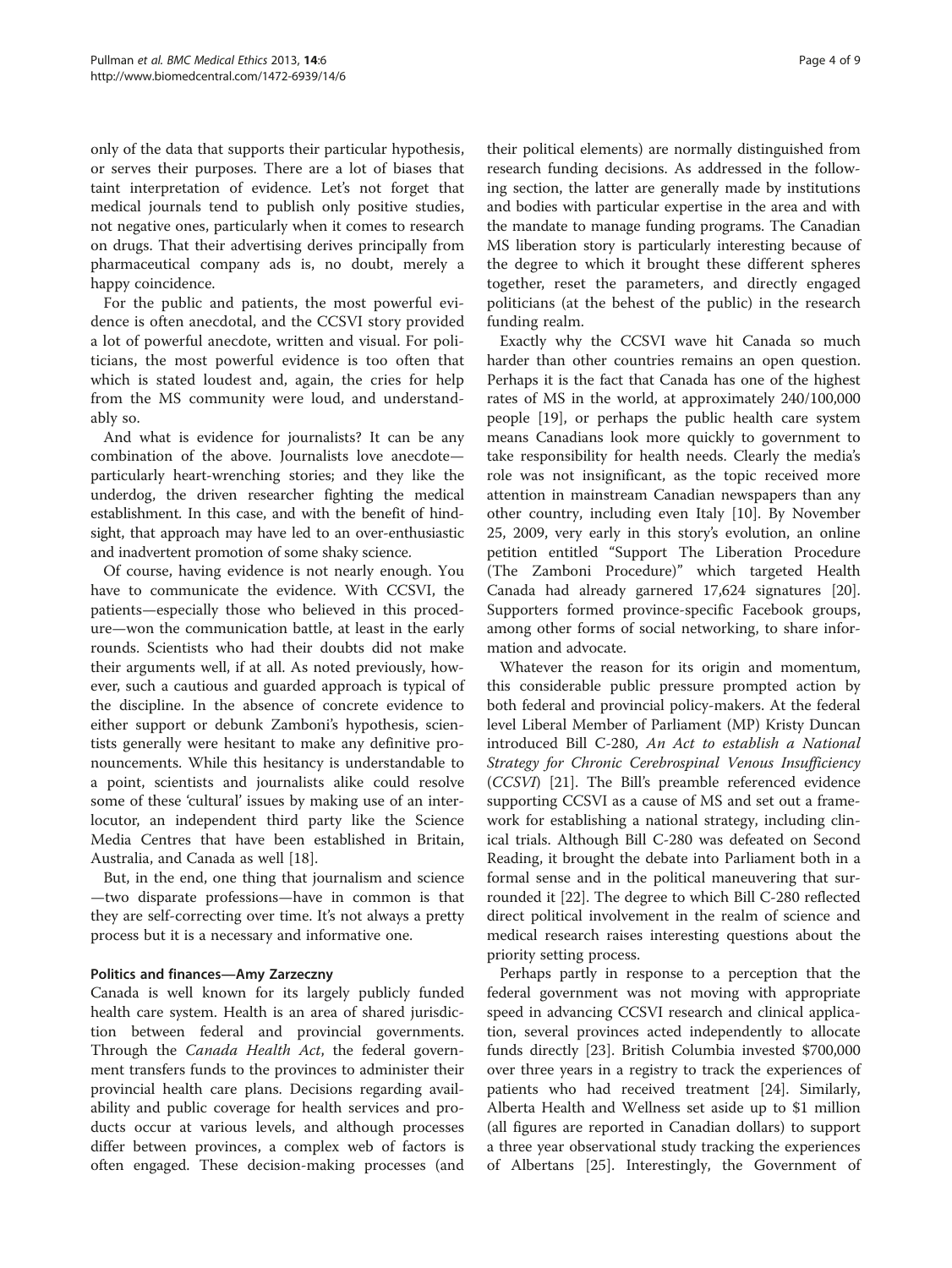only of the data that supports their particular hypothesis, or serves their purposes. There are a lot of biases that taint interpretation of evidence. Let's not forget that medical journals tend to publish only positive studies, not negative ones, particularly when it comes to research on drugs. That their advertising derives principally from pharmaceutical company ads is, no doubt, merely a happy coincidence.

For the public and patients, the most powerful evidence is often anecdotal, and the CCSVI story provided a lot of powerful anecdote, written and visual. For politicians, the most powerful evidence is too often that which is stated loudest and, again, the cries for help from the MS community were loud, and understandably so.

And what is evidence for journalists? It can be any combination of the above. Journalists love anecdote—particularly heart-wrenching stories; and they like the underdog, the driven researcher fighting the medical establishment. In this case, and with the benefit of hindsight, that approach may have led to an over-enthusiastic and inadvertent promotion of some shaky science.

Of course, having evidence is not nearly enough. You have to communicate the evidence. With CCSVI, the patients—especially those who believed in this procedure—won the communication battle, at least in the early rounds. Scientists who had their doubts did not make their arguments well, if at all. As noted previously, however, such a cautious and guarded approach is typical of the discipline. In the absence of concrete evidence to either support or debunk Zamboni's hypothesis, scientists generally were hesitant to make any definitive pronouncements. While this hesitancy is understandable to a point, scientists and journalists alike could resolve some of these 'cultural' issues by making use of an interlocutor, an independent third party like the Science Media Centres that have been established in Britain, Australia, and Canada as well [18].

But, in the end, one thing that journalism and science—two disparate professions—have in common is that they are self-correcting over time. It's not always a pretty process but it is a necessary and informative one.

#### Politics and finances—Amy Zarzeczny

Canada is well known for its largely publicly funded health care system. Health is an area of shared jurisdiction between federal and provincial governments. Through the *Canada Health Act*, the federal government transfers funds to the provinces to administer their provincial health care plans. Decisions regarding availability and public coverage for health services and products occur at various levels, and although processes differ between provinces, a complex web of factors is often engaged. These decision-making processes (and their political elements) are normally distinguished from research funding decisions. As addressed in the following section, the latter are generally made by institutions and bodies with particular expertise in the area and with the mandate to manage funding programs. The Canadian MS liberation story is particularly interesting because of the degree to which it brought these different spheres together, reset the parameters, and directly engaged politicians (at the behest of the public) in the research funding realm.

Exactly why the CCSVI wave hit Canada so much harder than other countries remains an open question. Perhaps it is the fact that Canada has one of the highest rates of MS in the world, at approximately 240/100,000 people [19], or perhaps the public health care system means Canadians look more quickly to government to take responsibility for health needs. Clearly the media's role was not insignificant, as the topic received more attention in mainstream Canadian newspapers than any other country, including even Italy [10]. By November 25, 2009, very early in this story's evolution, an online petition entitled "Support The Liberation Procedure (The Zamboni Procedure)" which targeted Health Canada had already garnered 17,624 signatures [20]. Supporters formed province-specific Facebook groups, among other forms of social networking, to share information and advocate.

Whatever the reason for its origin and momentum, this considerable public pressure prompted action by both federal and provincial policy-makers. At the federal level Liberal Member of Parliament (MP) Kristy Duncan introduced Bill C-280, *An Act to establish a National Strategy for Chronic Cerebrospinal Venous Insufficiency (CCSVI)* [21]. The Bill's preamble referenced evidence supporting CCSVI as a cause of MS and set out a framework for establishing a national strategy, including clinical trials. Although Bill C-280 was defeated on Second Reading, it brought the debate into Parliament both in a formal sense and in the political maneuvering that surrounded it [22]. The degree to which Bill C-280 reflected direct political involvement in the realm of science and medical research raises interesting questions about the priority setting process.

Perhaps partly in response to a perception that the federal government was not moving with appropriate speed in advancing CCSVI research and clinical application, several provinces acted independently to allocate funds directly [23]. British Columbia invested $700,000 over three years in a registry to track the experiences of patients who had received treatment [24]. Similarly, Alberta Health and Wellness set aside up to $1 million (all figures are reported in Canadian dollars) to support a three year observational study tracking the experiences of Albertans [25]. Interestingly, the Government of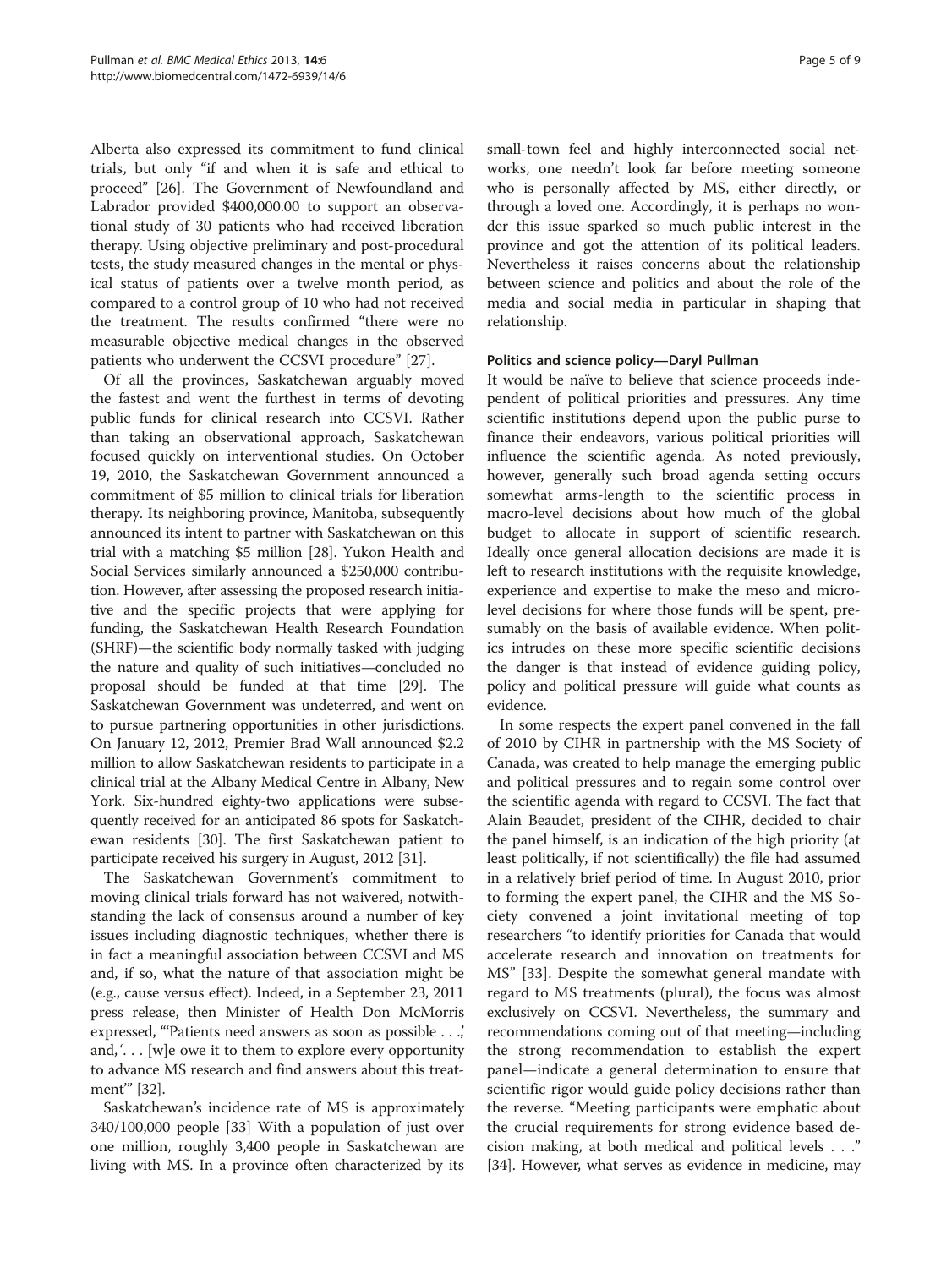Alberta also expressed its commitment to fund clinical trials, but only "if and when it is safe and ethical to proceed" [26]. The Government of Newfoundland and Labrador provided $400,000.00 to support an observational study of 30 patients who had received liberation therapy. Using objective preliminary and post-procedural tests, the study measured changes in the mental or physical status of patients over a twelve month period, as compared to a control group of 10 who had not received the treatment. The results confirmed "there were no measurable objective medical changes in the observed patients who underwent the CCSVI procedure" [27].

Of all the provinces, Saskatchewan arguably moved the fastest and went the furthest in terms of devoting public funds for clinical research into CCSVI. Rather than taking an observational approach, Saskatchewan focused quickly on interventional studies. On October 19, 2010, the Saskatchewan Government announced a commitment of $5 million to clinical trials for liberation therapy. Its neighboring province, Manitoba, subsequently announced its intent to partner with Saskatchewan on this trial with a matching $5 million [28]. Yukon Health and Social Services similarly announced a $250,000 contribution. However, after assessing the proposed research initiative and the specific projects that were applying for funding, the Saskatchewan Health Research Foundation (SHRF)—the scientific body normally tasked with judging the nature and quality of such initiatives—concluded no proposal should be funded at that time [29]. The Saskatchewan Government was undeterred, and went on to pursue partnering opportunities in other jurisdictions. On January 12, 2012, Premier Brad Wall announced $2.2 million to allow Saskatchewan residents to participate in a clinical trial at the Albany Medical Centre in Albany, New York. Six-hundred eighty-two applications were subsequently received for an anticipated 86 spots for Saskatchewan residents [30]. The first Saskatchewan patient to participate received his surgery in August, 2012 [31].

The Saskatchewan Government's commitment to moving clinical trials forward has not waivered, notwithstanding the lack of consensus around a number of key issues including diagnostic techniques, whether there is in fact a meaningful association between CCSVI and MS and, if so, what the nature of that association might be (e.g., cause versus effect). Indeed, in a September 23, 2011 press release, then Minister of Health Don McMorris expressed, "'Patients need answers as soon as possible . . .,' and, '. . . [w]e owe it to them to explore every opportunity to advance MS research and find answers about this treatment'" [32].

Saskatchewan's incidence rate of MS is approximately 340/100,000 people [33] With a population of just over one million, roughly 3,400 people in Saskatchewan are living with MS. In a province often characterized by its small-town feel and highly interconnected social networks, one needn't look far before meeting someone who is personally affected by MS, either directly, or through a loved one. Accordingly, it is perhaps no wonder this issue sparked so much public interest in the province and got the attention of its political leaders. Nevertheless it raises concerns about the relationship between science and politics and about the role of the media and social media in particular in shaping that relationship.

#### Politics and science policy—Daryl Pullman

It would be naïve to believe that science proceeds independent of political priorities and pressures. Any time scientific institutions depend upon the public purse to finance their endeavors, various political priorities will influence the scientific agenda. As noted previously, however, generally such broad agenda setting occurs somewhat arms-length to the scientific process in macro-level decisions about how much of the global budget to allocate in support of scientific research. Ideally once general allocation decisions are made it is left to research institutions with the requisite knowledge, experience and expertise to make the meso and micro-level decisions for where those funds will be spent, presumably on the basis of available evidence. When politics intrudes on these more specific scientific decisions the danger is that instead of evidence guiding policy, policy and political pressure will guide what counts as evidence.

In some respects the expert panel convened in the fall of 2010 by CIHR in partnership with the MS Society of Canada, was created to help manage the emerging public and political pressures and to regain some control over the scientific agenda with regard to CCSVI. The fact that Alain Beaudet, president of the CIHR, decided to chair the panel himself, is an indication of the high priority (at least politically, if not scientifically) the file had assumed in a relatively brief period of time. In August 2010, prior to forming the expert panel, the CIHR and the MS Society convened a joint invitational meeting of top researchers "to identify priorities for Canada that would accelerate research and innovation on treatments for MS" [33]. Despite the somewhat general mandate with regard to MS treatments (plural), the focus was almost exclusively on CCSVI. Nevertheless, the summary and recommendations coming out of that meeting—including the strong recommendation to establish the expert panel—indicate a general determination to ensure that scientific rigor would guide policy decisions rather than the reverse. "Meeting participants were emphatic about the crucial requirements for strong evidence based decision making, at both medical and political levels . . ." [34]. However, what serves as evidence in medicine, may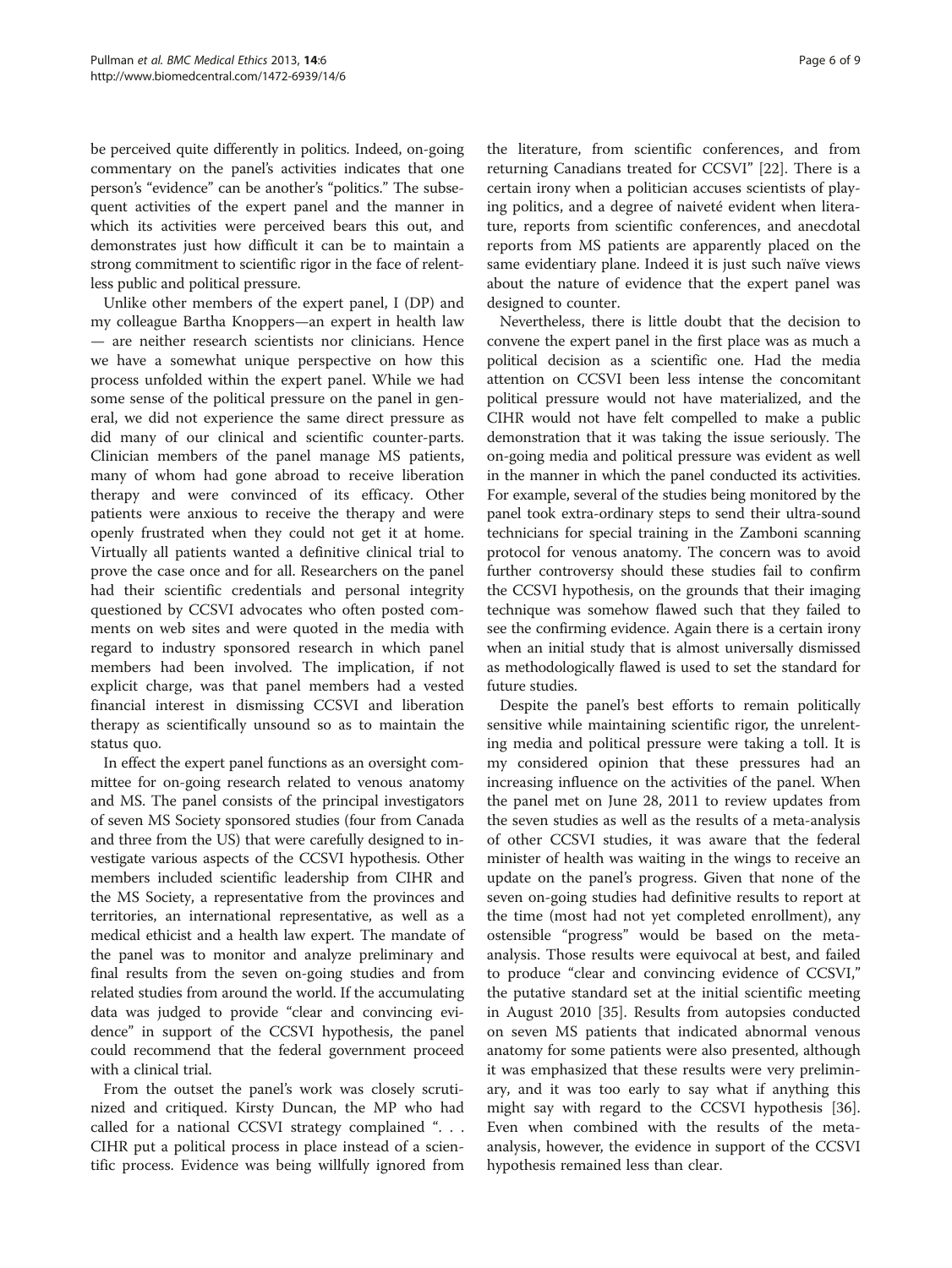be perceived quite differently in politics. Indeed, on-going commentary on the panel's activities indicates that one person's "evidence" can be another's "politics." The subsequent activities of the expert panel and the manner in which its activities were perceived bears this out, and demonstrates just how difficult it can be to maintain a strong commitment to scientific rigor in the face of relentless public and political pressure.

Unlike other members of the expert panel, I (DP) and my colleague Bartha Knoppers—an expert in health law — are neither research scientists nor clinicians. Hence we have a somewhat unique perspective on how this process unfolded within the expert panel. While we had some sense of the political pressure on the panel in general, we did not experience the same direct pressure as did many of our clinical and scientific counter-parts. Clinician members of the panel manage MS patients, many of whom had gone abroad to receive liberation therapy and were convinced of its efficacy. Other patients were anxious to receive the therapy and were openly frustrated when they could not get it at home. Virtually all patients wanted a definitive clinical trial to prove the case once and for all. Researchers on the panel had their scientific credentials and personal integrity questioned by CCSVI advocates who often posted comments on web sites and were quoted in the media with regard to industry sponsored research in which panel members had been involved. The implication, if not explicit charge, was that panel members had a vested financial interest in dismissing CCSVI and liberation therapy as scientifically unsound so as to maintain the status quo.

In effect the expert panel functions as an oversight committee for on-going research related to venous anatomy and MS. The panel consists of the principal investigators of seven MS Society sponsored studies (four from Canada and three from the US) that were carefully designed to investigate various aspects of the CCSVI hypothesis. Other members included scientific leadership from CIHR and the MS Society, a representative from the provinces and territories, an international representative, as well as a medical ethicist and a health law expert. The mandate of the panel was to monitor and analyze preliminary and final results from the seven on-going studies and from related studies from around the world. If the accumulating data was judged to provide "clear and convincing evidence" in support of the CCSVI hypothesis, the panel could recommend that the federal government proceed with a clinical trial.

From the outset the panel's work was closely scrutinized and critiqued. Kirsty Duncan, the MP who had called for a national CCSVI strategy complained ". . . CIHR put a political process in place instead of a scientific process. Evidence was being willfully ignored from the literature, from scientific conferences, and from returning Canadians treated for CCSVI" [22]. There is a certain irony when a politician accuses scientists of playing politics, and a degree of naiveté evident when literature, reports from scientific conferences, and anecdotal reports from MS patients are apparently placed on the same evidentiary plane. Indeed it is just such naïve views about the nature of evidence that the expert panel was designed to counter.

Nevertheless, there is little doubt that the decision to convene the expert panel in the first place was as much a political decision as a scientific one. Had the media attention on CCSVI been less intense the concomitant political pressure would not have materialized, and the CIHR would not have felt compelled to make a public demonstration that it was taking the issue seriously. The on-going media and political pressure was evident as well in the manner in which the panel conducted its activities. For example, several of the studies being monitored by the panel took extra-ordinary steps to send their ultra-sound technicians for special training in the Zamboni scanning protocol for venous anatomy. The concern was to avoid further controversy should these studies fail to confirm the CCSVI hypothesis, on the grounds that their imaging technique was somehow flawed such that they failed to see the confirming evidence. Again there is a certain irony when an initial study that is almost universally dismissed as methodologically flawed is used to set the standard for future studies.

Despite the panel's best efforts to remain politically sensitive while maintaining scientific rigor, the unrelenting media and political pressure were taking a toll. It is my considered opinion that these pressures had an increasing influence on the activities of the panel. When the panel met on June 28, 2011 to review updates from the seven studies as well as the results of a meta-analysis of other CCSVI studies, it was aware that the federal minister of health was waiting in the wings to receive an update on the panel's progress. Given that none of the seven on-going studies had definitive results to report at the time (most had not yet completed enrollment), any ostensible "progress" would be based on the meta-analysis. Those results were equivocal at best, and failed to produce "clear and convincing evidence of CCSVI," the putative standard set at the initial scientific meeting in August 2010 [35]. Results from autopsies conducted on seven MS patients that indicated abnormal venous anatomy for some patients were also presented, although it was emphasized that these results were very preliminary, and it was too early to say what if anything this might say with regard to the CCSVI hypothesis [36]. Even when combined with the results of the meta-analysis, however, the evidence in support of the CCSVI hypothesis remained less than clear.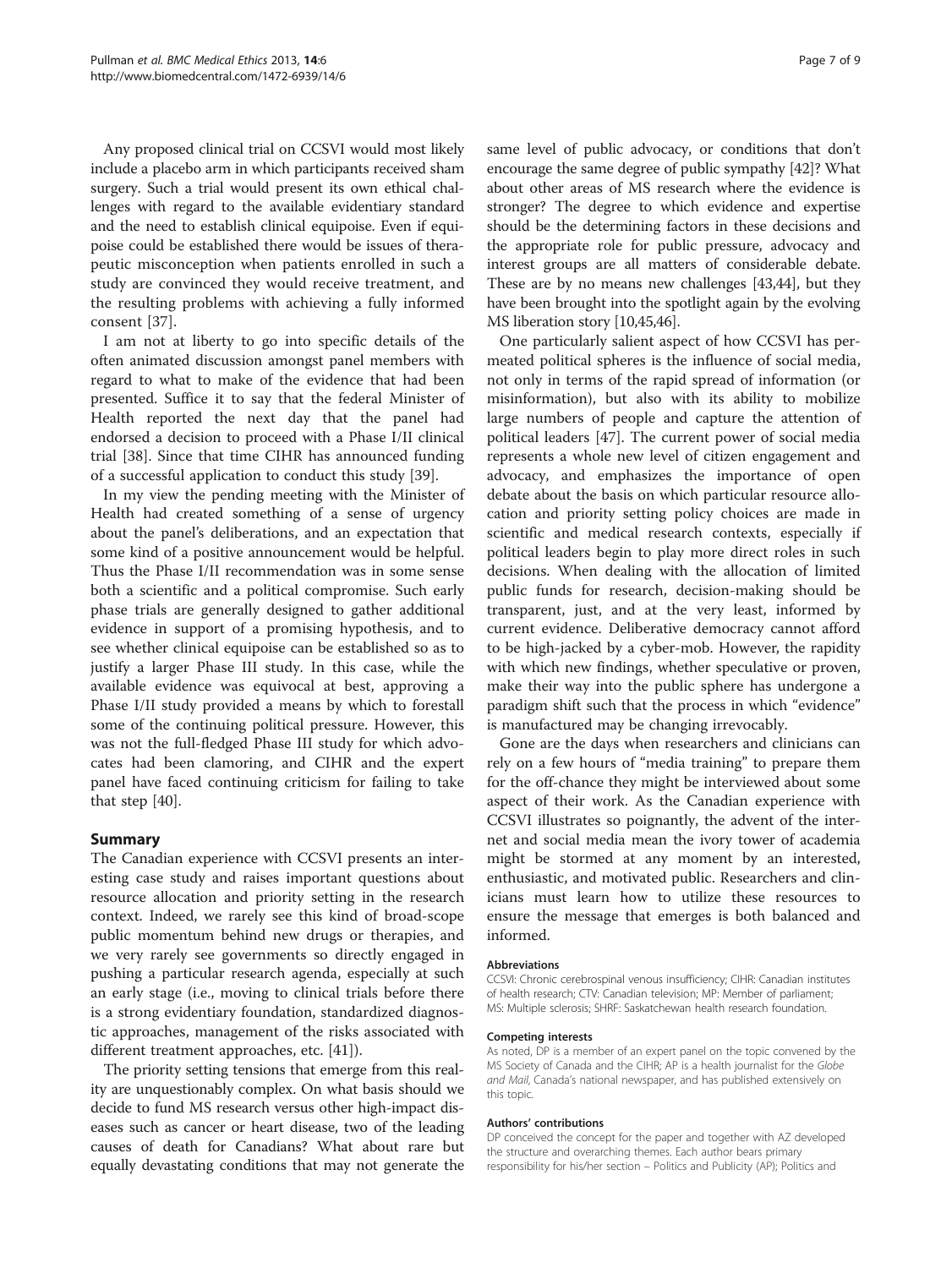Any proposed clinical trial on CCSVI would most likely include a placebo arm in which participants received sham surgery. Such a trial would present its own ethical challenges with regard to the available evidentiary standard and the need to establish clinical equipoise. Even if equipoise could be established there would be issues of therapeutic misconception when patients enrolled in such a study are convinced they would receive treatment, and the resulting problems with achieving a fully informed consent [37].

I am not at liberty to go into specific details of the often animated discussion amongst panel members with regard to what to make of the evidence that had been presented. Suffice it to say that the federal Minister of Health reported the next day that the panel had endorsed a decision to proceed with a Phase I/II clinical trial [38]. Since that time CIHR has announced funding of a successful application to conduct this study [39].

In my view the pending meeting with the Minister of Health had created something of a sense of urgency about the panel's deliberations, and an expectation that some kind of a positive announcement would be helpful. Thus the Phase I/II recommendation was in some sense both a scientific and a political compromise. Such early phase trials are generally designed to gather additional evidence in support of a promising hypothesis, and to see whether clinical equipoise can be established so as to justify a larger Phase III study. In this case, while the available evidence was equivocal at best, approving a Phase I/II study provided a means by which to forestall some of the continuing political pressure. However, this was not the full-fledged Phase III study for which advocates had been clamoring, and CIHR and the expert panel have faced continuing criticism for failing to take that step [40].

## Summary

The Canadian experience with CCSVI presents an interesting case study and raises important questions about resource allocation and priority setting in the research context. Indeed, we rarely see this kind of broad-scope public momentum behind new drugs or therapies, and we very rarely see governments so directly engaged in pushing a particular research agenda, especially at such an early stage (i.e., moving to clinical trials before there is a strong evidentiary foundation, standardized diagnostic approaches, management of the risks associated with different treatment approaches, etc. [41]).

The priority setting tensions that emerge from this reality are unquestionably complex. On what basis should we decide to fund MS research versus other high-impact diseases such as cancer or heart disease, two of the leading causes of death for Canadians? What about rare but equally devastating conditions that may not generate the same level of public advocacy, or conditions that don't encourage the same degree of public sympathy [42]? What about other areas of MS research where the evidence is stronger? The degree to which evidence and expertise should be the determining factors in these decisions and the appropriate role for public pressure, advocacy and interest groups are all matters of considerable debate. These are by no means new challenges [43,44], but they have been brought into the spotlight again by the evolving MS liberation story [10,45,46].

One particularly salient aspect of how CCSVI has permeated political spheres is the influence of social media, not only in terms of the rapid spread of information (or misinformation), but also with its ability to mobilize large numbers of people and capture the attention of political leaders [47]. The current power of social media represents a whole new level of citizen engagement and advocacy, and emphasizes the importance of open debate about the basis on which particular resource allocation and priority setting policy choices are made in scientific and medical research contexts, especially if political leaders begin to play more direct roles in such decisions. When dealing with the allocation of limited public funds for research, decision-making should be transparent, just, and at the very least, informed by current evidence. Deliberative democracy cannot afford to be high-jacked by a cyber-mob. However, the rapidity with which new findings, whether speculative or proven, make their way into the public sphere has undergone a paradigm shift such that the process in which "evidence" is manufactured may be changing irrevocably.

Gone are the days when researchers and clinicians can rely on a few hours of "media training" to prepare them for the off-chance they might be interviewed about some aspect of their work. As the Canadian experience with CCSVI illustrates so poignantly, the advent of the internet and social media mean the ivory tower of academia might be stormed at any moment by an interested, enthusiastic, and motivated public. Researchers and clinicians must learn how to utilize these resources to ensure the message that emerges is both balanced and informed.

#### Abbreviations

CCSVI: Chronic cerebrospinal venous insufficiency; CIHR: Canadian institutes of health research; CTV: Canadian television; MP: Member of parliament; MS: Multiple sclerosis; SHRF: Saskatchewan health research foundation.

#### Competing interests

As noted, DP is a member of an expert panel on the topic convened by the MS Society of Canada and the CIHR; AP is a health journalist for the *Globe and Mail*, Canada's national newspaper, and has published extensively on this topic.

#### Authors' contributions

DP conceived the concept for the paper and together with AZ developed the structure and overarching themes. Each author bears primary responsibility for his/her section – Politics and Publicity (AP); Politics and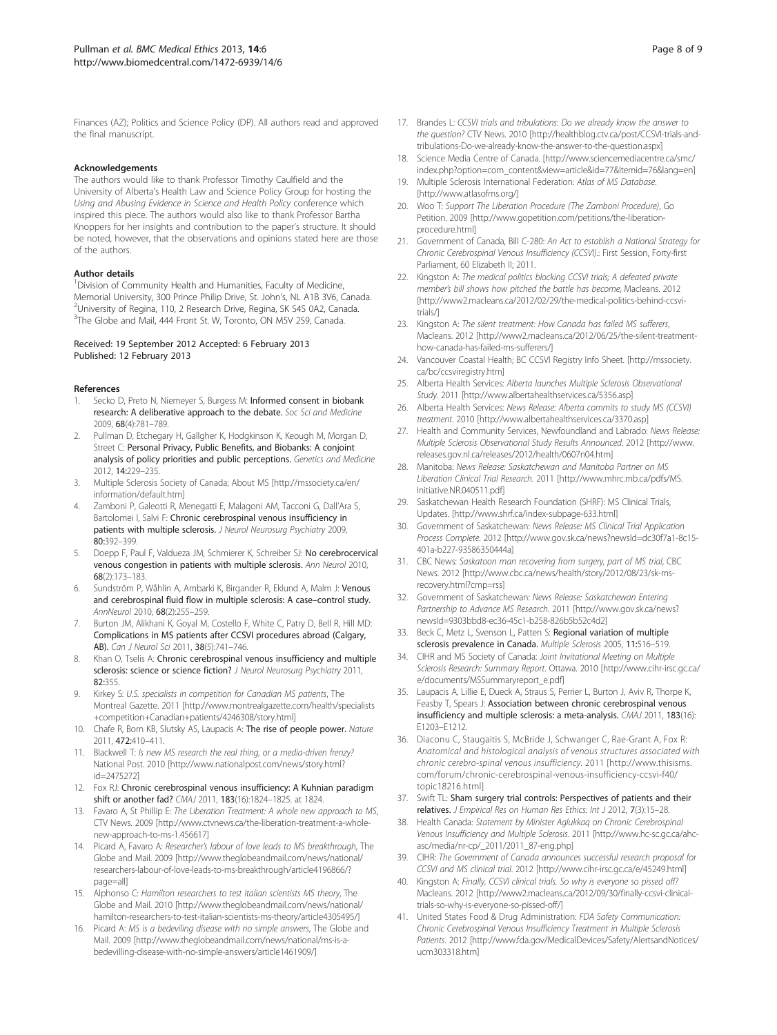Finances (AZ); Politics and Science Policy (DP). All authors read and approved the final manuscript.

#### Acknowledgements

The authors would like to thank Professor Timothy Caulfield and the University of Alberta's Health Law and Science Policy Group for hosting the *Using and Abusing Evidence in Science and Health Policy* conference which inspired this piece. The authors would also like to thank Professor Bartha Knoppers for her insights and contribution to the paper's structure. It should be noted, however, that the observations and opinions stated here are those of the authors.

#### Author details

[1]Division of Community Health and Humanities, Faculty of Medicine, Memorial University, 300 Prince Philip Drive, St. John's, NL A1B 3V6, Canada. [2]University of Regina, 110, 2 Research Drive, Regina, SK S4S 0A2, Canada. [3]The Globe and Mail, 444 Front St. W, Toronto, ON M5V 2S9, Canada.

Received: 19 September 2012 Accepted: 6 February 2013
Published: 12 February 2013

#### References

1. Secko D, Preto N, Niemeyer S, Burgess M: **Informed consent in biobank research: A deliberative approach to the debate.** *Soc Sci and Medicine* 2009, **68**(4):781–789.
2. Pullman D, Etchegary H, Gallgher K, Hodgkinson K, Keough M, Morgan D, Street C: **Personal Privacy, Public Benefits, and Biobanks: A conjoint analysis of policy priorities and public perceptions.** *Genetics and Medicine* 2012, **14**:229–235.
3. Multiple Sclerosis Society of Canada; About MS [http://mssociety.ca/en/information/default.htm]
4. Zamboni P, Galeotti R, Menegatti E, Malagoni AM, Tacconi G, Dall'Ara S, Bartolomei I, Salvi F: **Chronic cerebrospinal venous insufficiency in patients with multiple sclerosis.** *J Neurol Neurosurg Psychiatry* 2009, **80**:392–399.
5. Doepp F, Paul F, Valdueza JM, Schmierer K, Schreiber SJ: **No cerebrocervical venous congestion in patients with multiple sclerosis.** *Ann Neurol* 2010, **68**(2):173–183.
6. Sundström P, Wåhlin A, Ambarki K, Birgander R, Eklund A, Malm J: **Venous and cerebrospinal fluid flow in multiple sclerosis: A case–control study.** *AnnNeurol* 2010, **68**(2):255–259.
7. Burton JM, Alikhani K, Goyal M, Costello F, White C, Patry D, Bell R, Hill MD: **Complications in MS patients after CCSVI procedures abroad (Calgary, AB).** *Can J Neurol Sci* 2011, **38**(5):741–746.
8. Khan O, Tselis A: **Chronic cerebrospinal venous insufficiency and multiple sclerosis: science or science fiction?** *J Neurol Neurosurg Psychiatry* 2011, **82**:355.
9. Kirkey S: *U.S. specialists in competition for Canadian MS patients*, The Montreal Gazette. 2011 [http://www.montrealgazette.com/health/specialists+competition+Canadian+patients/4246308/story.html]
10. Chafe R, Born KB, Slutsky AS, Laupacis A: **The rise of people power.** *Nature* 2011, **472**:410–411.
11. Blackwell T: *Is new MS research the real thing, or a media-driven frenzy?* National Post. 2010 [http://www.nationalpost.com/news/story.html?id=2475272]
12. Fox RJ: **Chronic cerebrospinal venous insufficiency: A Kuhnian paradigm shift or another fad?** *CMAJ* 2011, **183**(16):1824–1825. at 1824.
13. Favaro A, St Phillip E: *The Liberation Treatment: A whole new approach to MS*, CTV News. 2009 [http://www.ctvnews.ca/the-liberation-treatment-a-whole-new-approach-to-ms-1.456617]
14. Picard A, Favaro A: *Researcher's labour of love leads to MS breakthrough*, The Globe and Mail. 2009 [http://www.theglobeandmail.com/news/national/researchers-labour-of-love-leads-to-ms-breakthrough/article4196866/?page=all]
15. Alphonso C: *Hamilton researchers to test Italian scientists MS theory*, The Globe and Mail. 2010 [http://www.theglobeandmail.com/news/national/hamilton-researchers-to-test-italian-scientists-ms-theory/article4305495/]
16. Picard A: *MS is a bedeviling disease with no simple answers*, The Globe and Mail. 2009 [http://www.theglobeandmail.com/news/national/ms-is-a-bedevilling-disease-with-no-simple-answers/article1461909/]
17. Brandes L: *CCSVI trials and tribulations: Do we already know the answer to the question?* CTV News. 2010 [http://healthblog.ctv.ca/post/CCSVI-trials-and-tribulations-Do-we-already-know-the-answer-to-the-question.aspx]
18. Science Media Centre of Canada. [http://www.sciencemediacentre.ca/smc/index.php?option=com_content&view=article&id=77&Itemid=76&lang=en]
19. Multiple Sclerosis International Federation: *Atlas of MS Database*. [http://www.atlasofms.org/]
20. Woo T: *Support The Liberation Procedure (The Zamboni Procedure)*, Go Petition. 2009 [http://www.gopetition.com/petitions/the-liberation-procedure.html]
21. Government of Canada, Bill C-280: *An Act to establish a National Strategy for Chronic Cerebrospinal Venous Insufficiency (CCSVI).*: First Session, Forty-first Parliament, 60 Elizabeth II; 2011.
22. Kingston A: *The medical politics blocking CCSVI trials; A defeated private member's bill shows how pitched the battle has become*, Macleans. 2012 [http://www2.macleans.ca/2012/02/29/the-medical-politics-behind-ccsvi-trials/]
23. Kingston A: *The silent treatment: How Canada has failed MS sufferers*, Macleans. 2012 [http://www2.macleans.ca/2012/06/25/the-silent-treatment-how-canada-has-failed-ms-sufferers/]
24. Vancouver Coastal Health; BC CCSVI Registry Info Sheet. [http://mssociety.ca/bc/ccsviregistry.htm]
25. Alberta Health Services: *Alberta launches Multiple Sclerosis Observational Study*. 2011 [http://www.albertahealthservices.ca/5356.asp]
26. Alberta Health Services: *News Release: Alberta commits to study MS (CCSVI) treatment*. 2010 [http://www.albertahealthservices.ca/3370.asp]
27. Health and Community Services, Newfoundland and Labrador: *News Release: Multiple Sclerosis Observational Study Results Announced*. 2012 [http://www.releases.gov.nl.ca/releases/2012/health/0607n04.htm]
28. Manitoba: *News Release: Saskatchewan and Manitoba Partner on MS Liberation Clinical Trial Research*. 2011 [http://www.mhrc.mb.ca/pdfs/MS.Initiative.NR.040511.pdf]
29. Saskatchewan Health Research Foundation (SHRF): MS Clinical Trials, Updates. [http://www.shrf.ca/index-subpage-633.html]
30. Government of Saskatchewan: *News Release: MS Clinical Trial Application Process Complete*. 2012 [http://www.gov.sk.ca/news?newsId=dc30f7a1-8c15-401a-b227-93586350444a]
31. CBC News: *Saskatoon man recovering from surgery, part of MS trial*, CBC News. 2012 [http://www.cbc.ca/news/health/story/2012/08/23/sk-ms-recovery.html?cmp=rss]
32. Government of Saskatchewan: *News Release: Saskatchewan Entering Partnership to Advance MS Research*. 2011 [http://www.gov.sk.ca/news?newsId=9303bbd8-ec36-45c1-b258-826b5b52c4d2]
33. Beck C, Metz L, Svenson L, Patten S: **Regional variation of multiple sclerosis prevalence in Canada.** *Multiple Sclerosis* 2005, **11**:516–519.
34. CIHR and MS Society of Canada: *Joint Invitational Meeting on Multiple Sclerosis Research: Summary Report*. Ottawa. 2010 [http://www.cihr-irsc.gc.ca/e/documents/MSSummaryreport_e.pdf]
35. Laupacis A, Lillie E, Dueck A, Straus S, Perrier L, Burton J, Aviv R, Thorpe K, Feasby T, Spears J: **Association between chronic cerebrospinal venous insufficiency and multiple sclerosis: a meta-analysis.** *CMAJ* 2011, **183**(16): E1203–E1212.
36. Diaconu C, Staugaitis S, McBride J, Schwanger C, Rae-Grant A, Fox R: *Anatomical and histological analysis of venous structures associated with chronic cerebro-spinal venous insufficiency*. 2011 [http://www.thisisms.com/forum/chronic-cerebrospinal-venous-insufficiency-ccsvi-f40/topic18216.html]
37. Swift TL: **Sham surgery trial controls: Perspectives of patients and their relatives.** *J Empirical Res on Human Res Ethics: Int J* 2012, **7**(3):15–28.
38. Health Canada: *Statement by Minister Aglukkaq on Chronic Cerebrospinal Venous Insufficiency and Multiple Sclerosis*. 2011 [http://www.hc-sc.gc.ca/ahc-asc/media/nr-cp/_2011/2011_87-eng.php]
39. CIHR: *The Government of Canada announces successful research proposal for CCSVI and MS clinical trial*. 2012 [http://www.cihr-irsc.gc.ca/e/45249.html]
40. Kingston A: *Finally, CCSVI clinical trials. So why is everyone so pissed off?* Macleans. 2012 [http://www2.macleans.ca/2012/09/30/finally-ccsvi-clinical-trials-so-why-is-everyone-so-pissed-off/]
41. United States Food & Drug Administration: *FDA Safety Communication: Chronic Cerebrospinal Venous Insufficiency Treatment in Multiple Sclerosis Patients*. 2012 [http://www.fda.gov/MedicalDevices/Safety/AlertsandNotices/ucm303318.htm]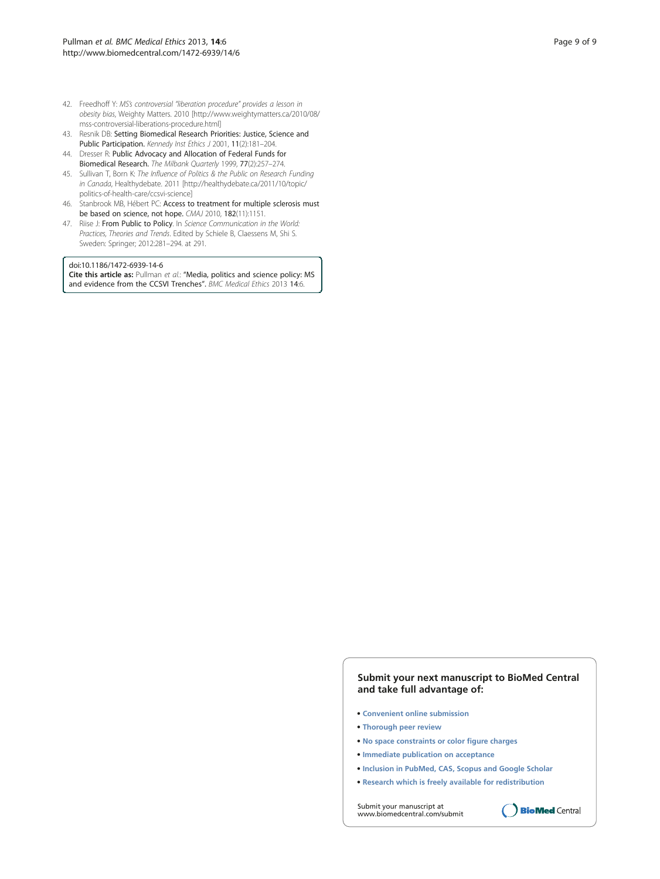42. Freedhoff Y: *MS's controversial "liberation procedure" provides a lesson in obesity bias*, Weighty Matters. 2010 [http://www.weightymatters.ca/2010/08/mss-controversial-liberations-procedure.html]
43. Resnik DB: **Setting Biomedical Research Priorities: Justice, Science and Public Participation.** *Kennedy Inst Ethics J* 2001, **11**(2):181–204.
44. Dresser R: **Public Advocacy and Allocation of Federal Funds for Biomedical Research.** *The Milbank Quarterly* 1999, **77**(2):257–274.
45. Sullivan T, Born K: *The Influence of Politics & the Public on Research Funding in Canada*, Healthydebate. 2011 [http://healthydebate.ca/2011/10/topic/politics-of-health-care/ccsvi-science]
46. Stanbrook MB, Hébert PC: **Access to treatment for multiple sclerosis must be based on science, not hope.** *CMAJ* 2010, **182**(11):1151.
47. Riise J: **From Public to Policy**. In *Science Communication in the World: Practices, Theories and Trends*. Edited by Schiele B, Claessens M, Shi S. Sweden: Springer; 2012:281–294. at 291.

doi:10.1186/1472-6939-14-6
**Cite this article as:** Pullman *et al.*: "Media, politics and science policy: MS and evidence from the CCSVI Trenches". *BMC Medical Ethics* 2013 **14**:6.

**Submit your next manuscript to BioMed Central and take full advantage of:**

- **Convenient online submission**
- **Thorough peer review**
- **No space constraints or color figure charges**
- **Immediate publication on acceptance**
- **Inclusion in PubMed, CAS, Scopus and Google Scholar**
- **Research which is freely available for redistribution**

Submit your manuscript at
www.biomedcentral.com/submit

BioMed Central